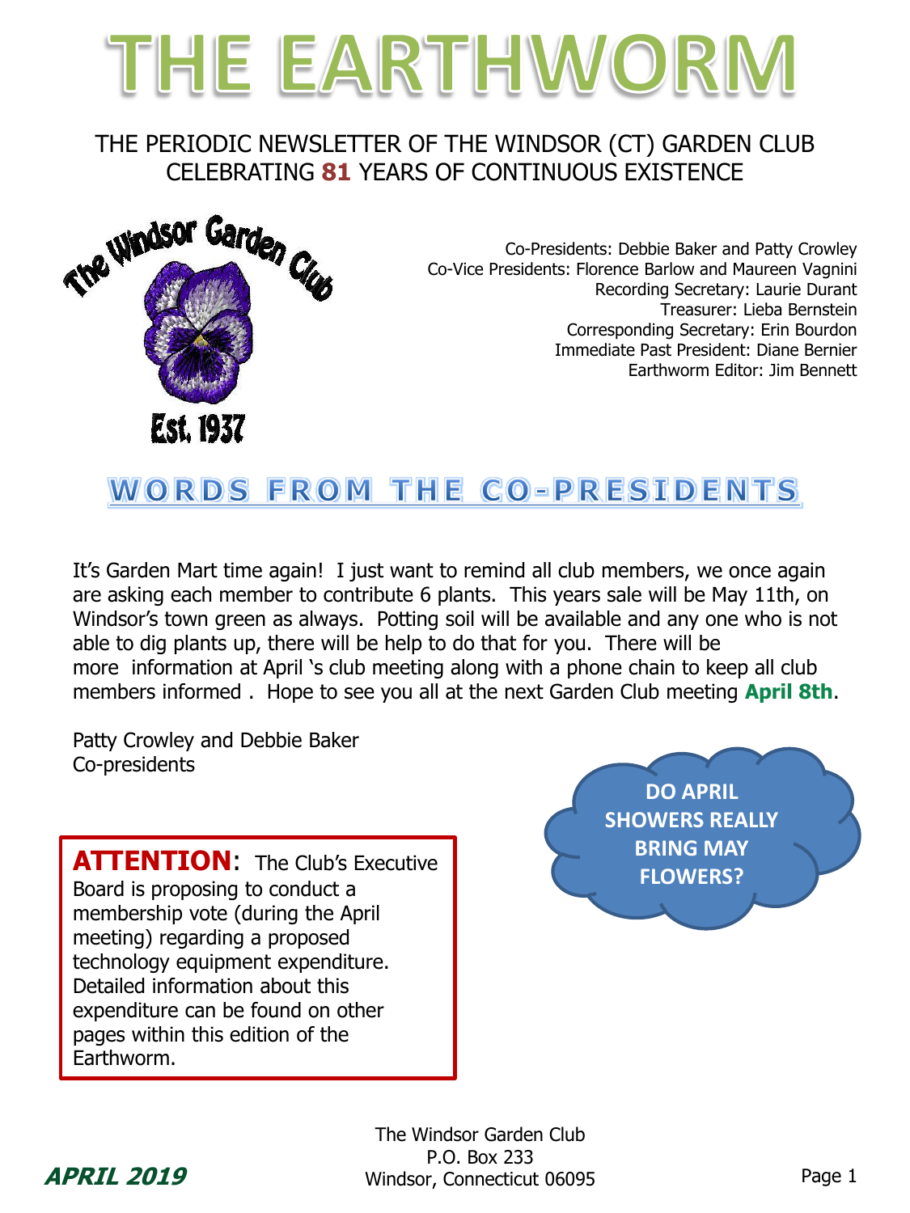# THE EARTHWORM

THE PERIODIC NEWSLETTER OF THE WINDSOR (CT) GARDEN CLUB
CELEBRATING **81** YEARS OF CONTINUOUS EXISTENCE

The Windsor Garden Club
Est. 1937

Co-Presidents: Debbie Baker and Patty Crowley
Co-Vice Presidents: Florence Barlow and Maureen Vagnini
Recording Secretary: Laurie Durant
Treasurer: Lieba Bernstein
Corresponding Secretary: Erin Bourdon
Immediate Past President: Diane Bernier
Earthworm Editor: Jim Bennett

## WORDS FROM THE CO-PRESIDENTS

It's Garden Mart time again! I just want to remind all club members, we once again are asking each member to contribute 6 plants. This years sale will be May 11th, on Windsor's town green as always. Potting soil will be available and any one who is not able to dig plants up, there will be help to do that for you. There will be more information at April 's club meeting along with a phone chain to keep all club members informed . Hope to see you all at the next Garden Club meeting **April 8th**.

Patty Crowley and Debbie Baker
Co-presidents

**ATTENTION**: The Club's Executive Board is proposing to conduct a membership vote (during the April meeting) regarding a proposed technology equipment expenditure. Detailed information about this expenditure can be found on other pages within this edition of the Earthworm.

**DO APRIL SHOWERS REALLY BRING MAY FLOWERS?**

The Windsor Garden Club
P.O. Box 233
Windsor, Connecticut 06095

***APRIL 2019***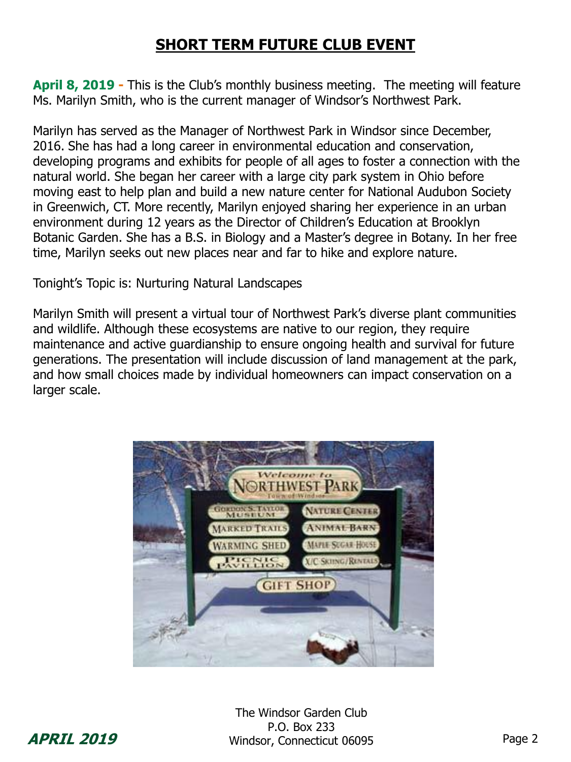## SHORT TERM FUTURE CLUB EVENT

**April 8, 2019 -** This is the Club's monthly business meeting. The meeting will feature Ms. Marilyn Smith, who is the current manager of Windsor's Northwest Park.

Marilyn has served as the Manager of Northwest Park in Windsor since December, 2016. She has had a long career in environmental education and conservation, developing programs and exhibits for people of all ages to foster a connection with the natural world. She began her career with a large city park system in Ohio before moving east to help plan and build a new nature center for National Audubon Society in Greenwich, CT. More recently, Marilyn enjoyed sharing her experience in an urban environment during 12 years as the Director of Children's Education at Brooklyn Botanic Garden. She has a B.S. in Biology and a Master's degree in Botany. In her free time, Marilyn seeks out new places near and far to hike and explore nature.

Tonight's Topic is: Nurturing Natural Landscapes

Marilyn Smith will present a virtual tour of Northwest Park's diverse plant communities and wildlife. Although these ecosystems are native to our region, they require maintenance and active guardianship to ensure ongoing health and survival for future generations. The presentation will include discussion of land management at the park, and how small choices made by individual homeowners can impact conservation on a larger scale.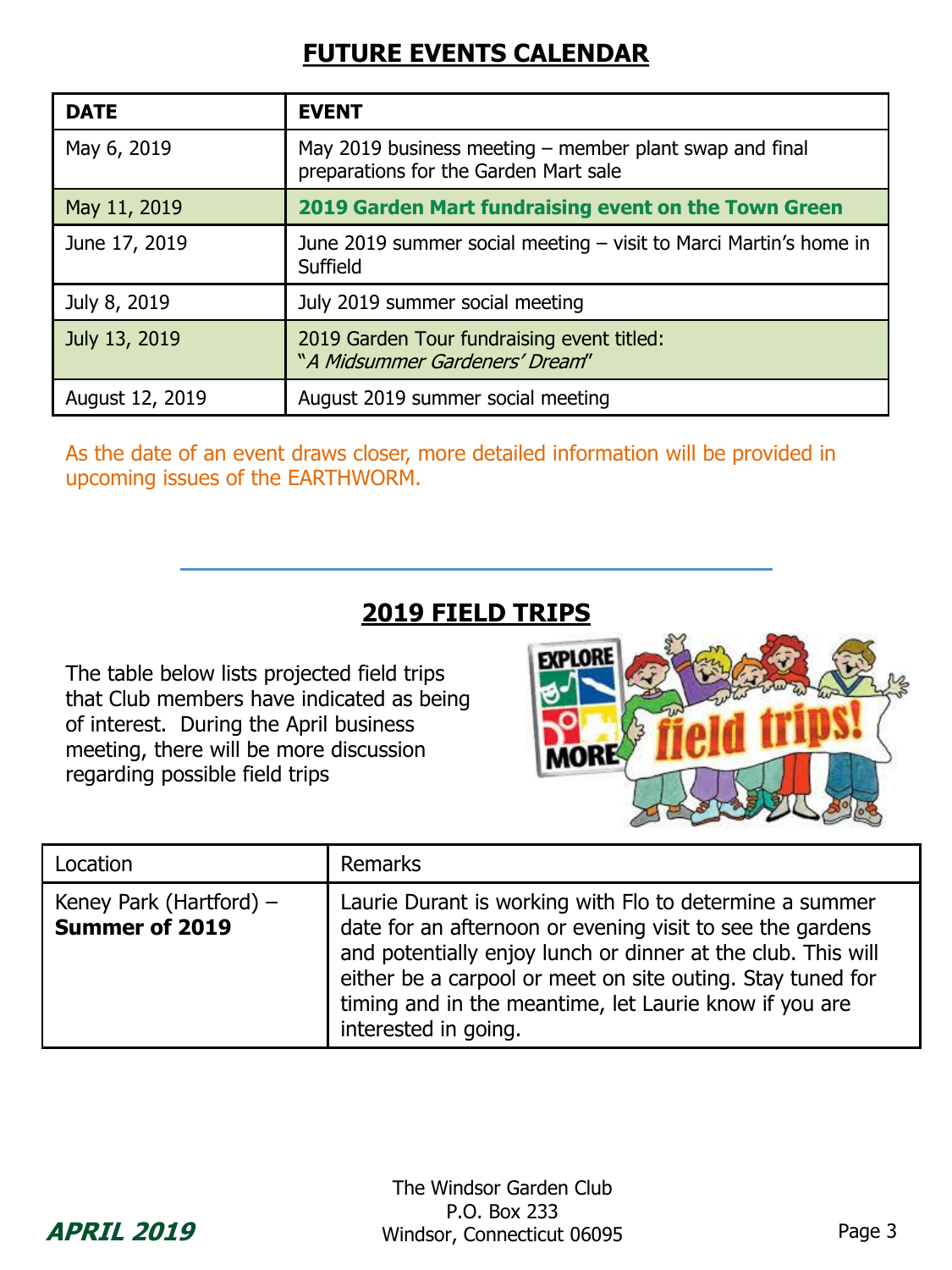## FUTURE EVENTS CALENDAR

| DATE | EVENT |
| --- | --- |
| May 6, 2019 | May 2019 business meeting – member plant swap and final preparations for the Garden Mart sale |
| May 11, 2019 | **2019 Garden Mart fundraising event on the Town Green** |
| June 17, 2019 | June 2019 summer social meeting – visit to Marci Martin's home in Suffield |
| July 8, 2019 | July 2019 summer social meeting |
| July 13, 2019 | 2019 Garden Tour fundraising event titled: "*A Midsummer Gardeners' Dream*" |
| August 12, 2019 | August 2019 summer social meeting |

As the date of an event draws closer, more detailed information will be provided in upcoming issues of the EARTHWORM.

---

## 2019 FIELD TRIPS

The table below lists projected field trips that Club members have indicated as being of interest. During the April business meeting, there will be more discussion regarding possible field trips

| Location | Remarks |
| --- | --- |
| Keney Park (Hartford) – **Summer of 2019** | Laurie Durant is working with Flo to determine a summer date for an afternoon or evening visit to see the gardens and potentially enjoy lunch or dinner at the club. This will either be a carpool or meet on site outing. Stay tuned for timing and in the meantime, let Laurie know if you are interested in going. |

The Windsor Garden Club
P.O. Box 233
Windsor, Connecticut 06095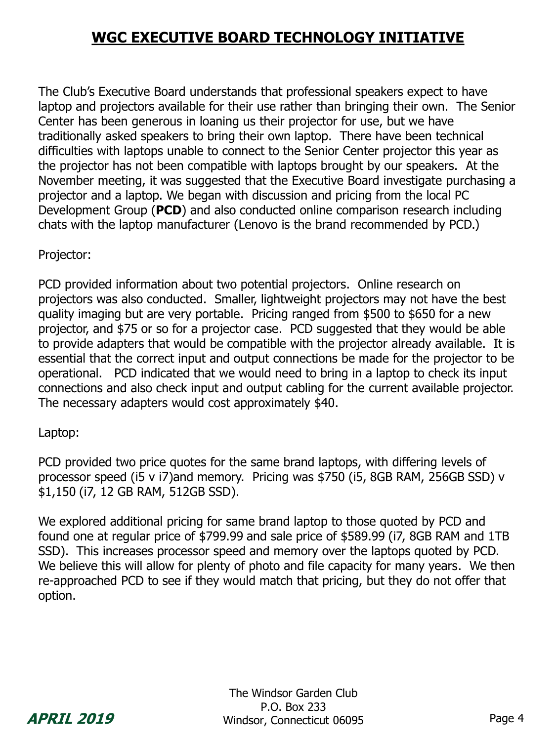# WGC EXECUTIVE BOARD TECHNOLOGY INITIATIVE

The Club's Executive Board understands that professional speakers expect to have laptop and projectors available for their use rather than bringing their own. The Senior Center has been generous in loaning us their projector for use, but we have traditionally asked speakers to bring their own laptop. There have been technical difficulties with laptops unable to connect to the Senior Center projector this year as the projector has not been compatible with laptops brought by our speakers. At the November meeting, it was suggested that the Executive Board investigate purchasing a projector and a laptop. We began with discussion and pricing from the local PC Development Group (**PCD**) and also conducted online comparison research including chats with the laptop manufacturer (Lenovo is the brand recommended by PCD.)

Projector:

PCD provided information about two potential projectors. Online research on projectors was also conducted. Smaller, lightweight projectors may not have the best quality imaging but are very portable. Pricing ranged from $500 to $650 for a new projector, and $75 or so for a projector case. PCD suggested that they would be able to provide adapters that would be compatible with the projector already available. It is essential that the correct input and output connections be made for the projector to be operational. PCD indicated that we would need to bring in a laptop to check its input connections and also check input and output cabling for the current available projector. The necessary adapters would cost approximately $40.

Laptop:

PCD provided two price quotes for the same brand laptops, with differing levels of processor speed (i5 v i7)and memory. Pricing was $750 (i5, 8GB RAM, 256GB SSD) v $1,150 (i7, 12 GB RAM, 512GB SSD).

We explored additional pricing for same brand laptop to those quoted by PCD and found one at regular price of $799.99 and sale price of $589.99 (i7, 8GB RAM and 1TB SSD). This increases processor speed and memory over the laptops quoted by PCD. We believe this will allow for plenty of photo and file capacity for many years. We then re-approached PCD to see if they would match that pricing, but they do not offer that option.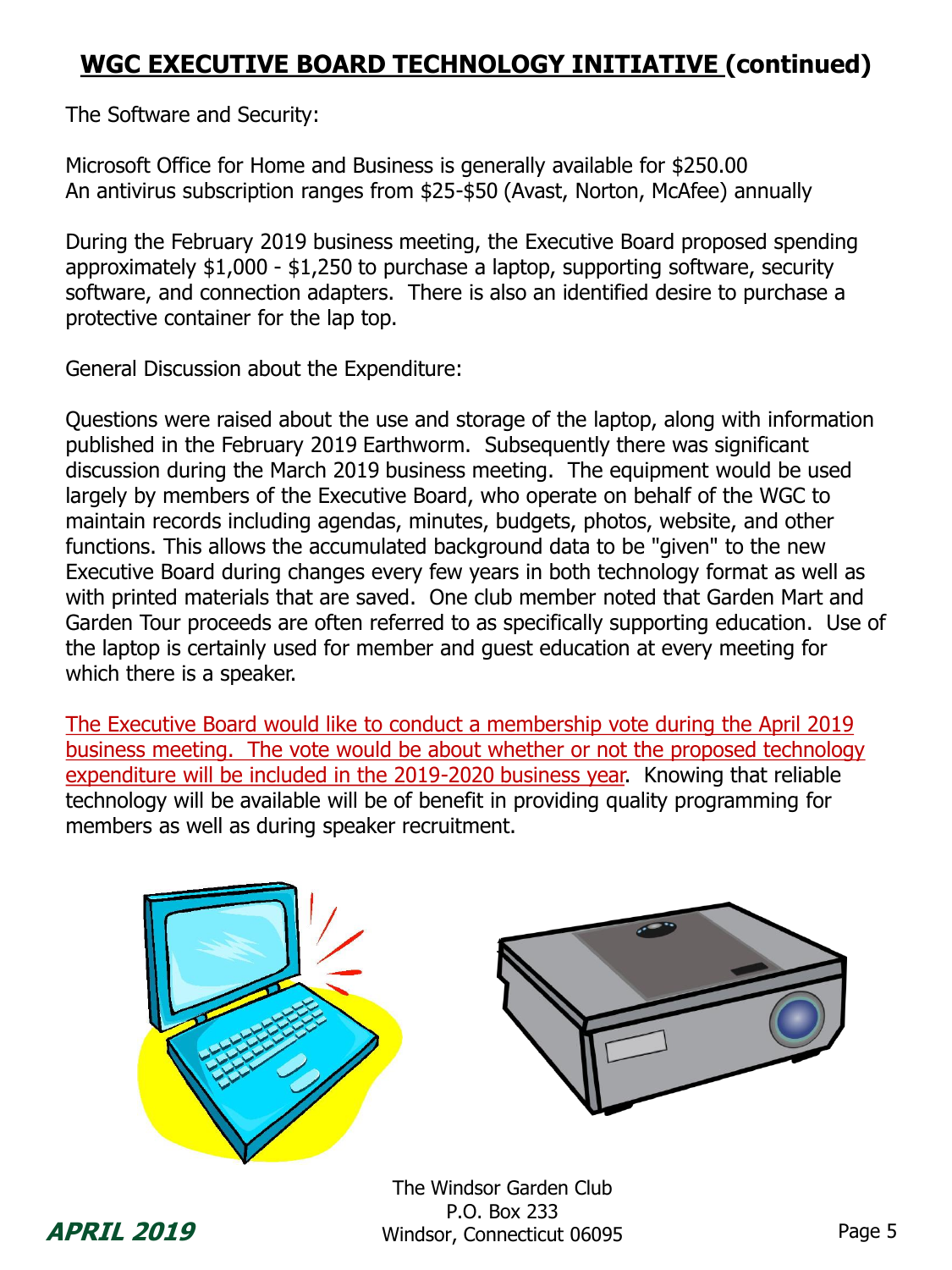## WGC EXECUTIVE BOARD TECHNOLOGY INITIATIVE (continued)

The Software and Security:

Microsoft Office for Home and Business is generally available for $250.00
An antivirus subscription ranges from $25-$50 (Avast, Norton, McAfee) annually

During the February 2019 business meeting, the Executive Board proposed spending approximately $1,000 - $1,250 to purchase a laptop, supporting software, security software, and connection adapters. There is also an identified desire to purchase a protective container for the lap top.

General Discussion about the Expenditure:

Questions were raised about the use and storage of the laptop, along with information published in the February 2019 Earthworm. Subsequently there was significant discussion during the March 2019 business meeting. The equipment would be used largely by members of the Executive Board, who operate on behalf of the WGC to maintain records including agendas, minutes, budgets, photos, website, and other functions. This allows the accumulated background data to be "given" to the new Executive Board during changes every few years in both technology format as well as with printed materials that are saved. One club member noted that Garden Mart and Garden Tour proceeds are often referred to as specifically supporting education. Use of the laptop is certainly used for member and guest education at every meeting for which there is a speaker.

The Executive Board would like to conduct a membership vote during the April 2019 business meeting. The vote would be about whether or not the proposed technology expenditure will be included in the 2019-2020 business year. Knowing that reliable technology will be available will be of benefit in providing quality programming for members as well as during speaker recruitment.

The Windsor Garden Club
P.O. Box 233
Windsor, Connecticut 06095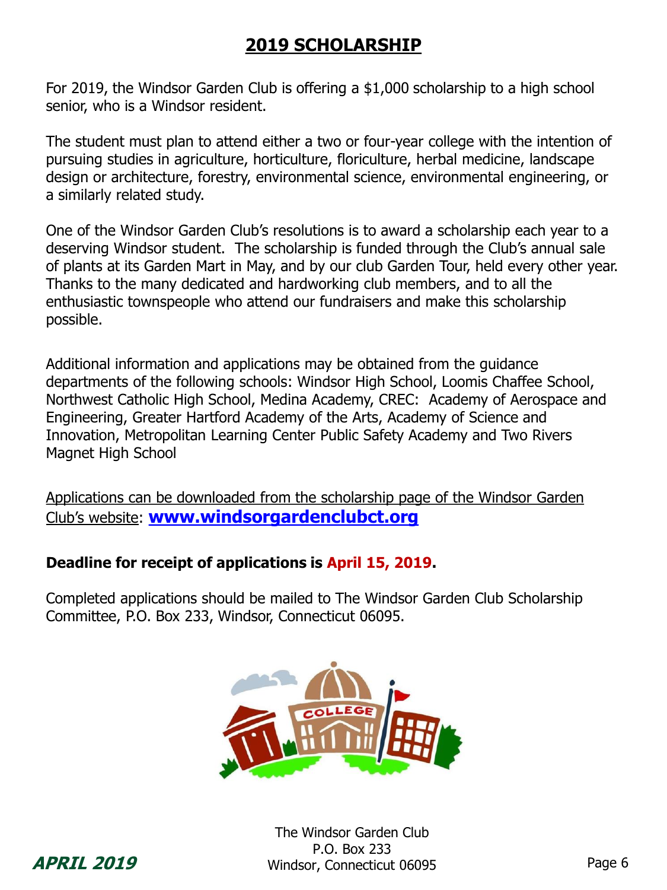# 2019 SCHOLARSHIP

For 2019, the Windsor Garden Club is offering a $1,000 scholarship to a high school senior, who is a Windsor resident.

The student must plan to attend either a two or four-year college with the intention of pursuing studies in agriculture, horticulture, floriculture, herbal medicine, landscape design or architecture, forestry, environmental science, environmental engineering, or a similarly related study.

One of the Windsor Garden Club's resolutions is to award a scholarship each year to a deserving Windsor student. The scholarship is funded through the Club's annual sale of plants at its Garden Mart in May, and by our club Garden Tour, held every other year. Thanks to the many dedicated and hardworking club members, and to all the enthusiastic townspeople who attend our fundraisers and make this scholarship possible.

Additional information and applications may be obtained from the guidance departments of the following schools: Windsor High School, Loomis Chaffee School, Northwest Catholic High School, Medina Academy, CREC: Academy of Aerospace and Engineering, Greater Hartford Academy of the Arts, Academy of Science and Innovation, Metropolitan Learning Center Public Safety Academy and Two Rivers Magnet High School

Applications can be downloaded from the scholarship page of the Windsor Garden Club's website: **www.windsorgardenclubct.org**

**Deadline for receipt of applications is April 15, 2019.**

Completed applications should be mailed to The Windsor Garden Club Scholarship Committee, P.O. Box 233, Windsor, Connecticut 06095.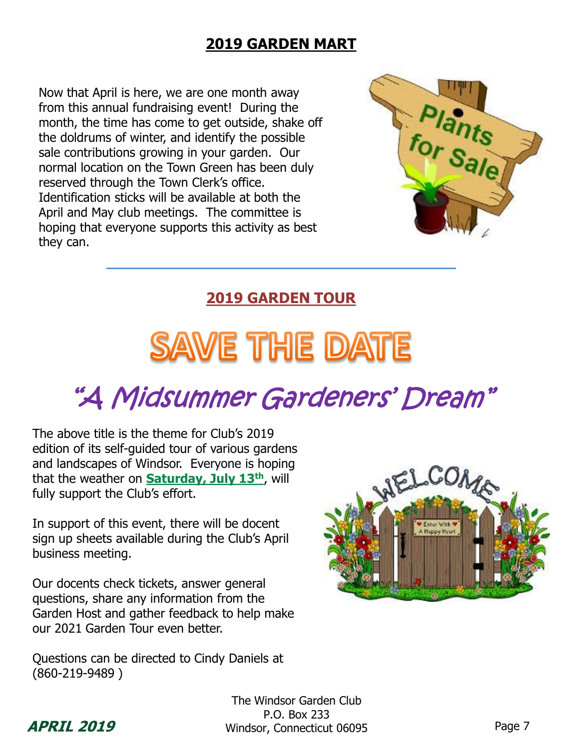## 2019 GARDEN MART

Now that April is here, we are one month away from this annual fundraising event! During the month, the time has come to get outside, shake off the doldrums of winter, and identify the possible sale contributions growing in your garden. Our normal location on the Town Green has been duly reserved through the Town Clerk's office. Identification sticks will be available at both the April and May club meetings. The committee is hoping that everyone supports this activity as best they can.

---

## 2019 GARDEN TOUR

# SAVE THE DATE

# *"A Midsummer Gardeners' Dream"*

The above title is the theme for Club's 2019 edition of its self-guided tour of various gardens and landscapes of Windsor. Everyone is hoping that the weather on **Saturday, July 13th**, will fully support the Club's effort.

In support of this event, there will be docent sign up sheets available during the Club's April business meeting.

Our docents check tickets, answer general questions, share any information from the Garden Host and gather feedback to help make our 2021 Garden Tour even better.

Questions can be directed to Cindy Daniels at (860-219-9489 )

The Windsor Garden Club
P.O. Box 233
Windsor, Connecticut 06095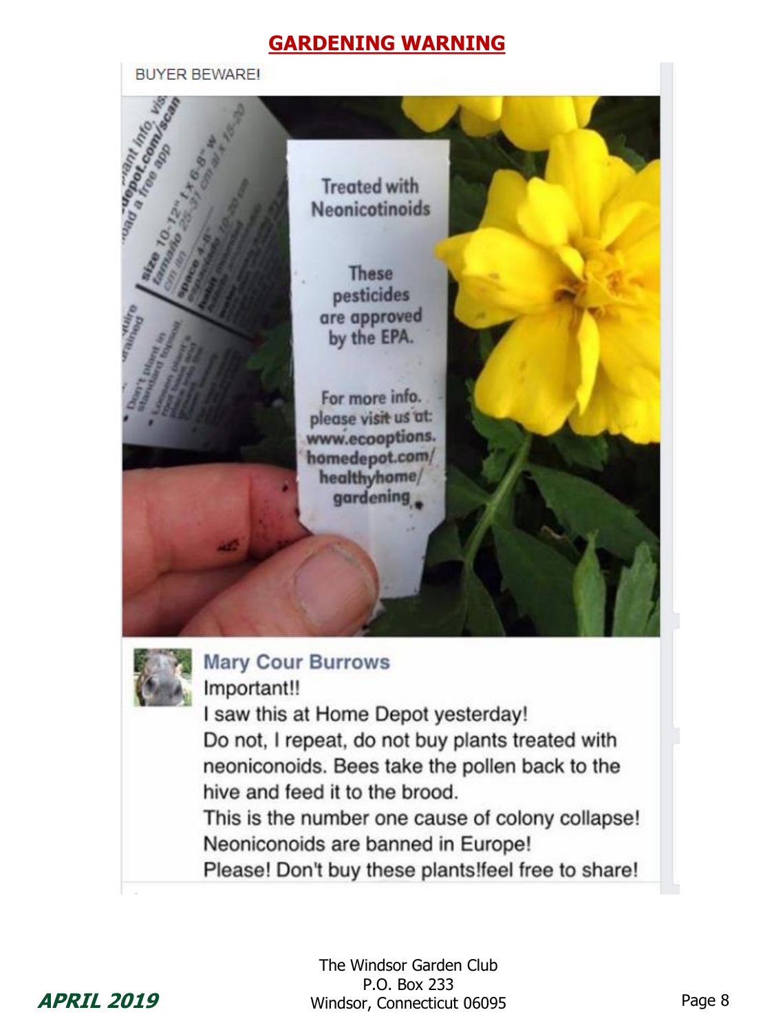# GARDENING WARNING

BUYER BEWARE!

Treated with Neonicotinoids

These pesticides are approved by the EPA.

For more info. please visit us at: www.ecooptions.homedepot.com/healthyhome/gardening

**Mary Cour Burrows**

Important!!

I saw this at Home Depot yesterday!

Do not, I repeat, do not buy plants treated with neoniconoids. Bees take the pollen back to the hive and feed it to the brood.

This is the number one cause of colony collapse!

Neoniconoids are banned in Europe!

Please! Don't buy these plants!feel free to share!

***APRIL 2019***

The Windsor Garden Club
P.O. Box 233
Windsor, Connecticut 06095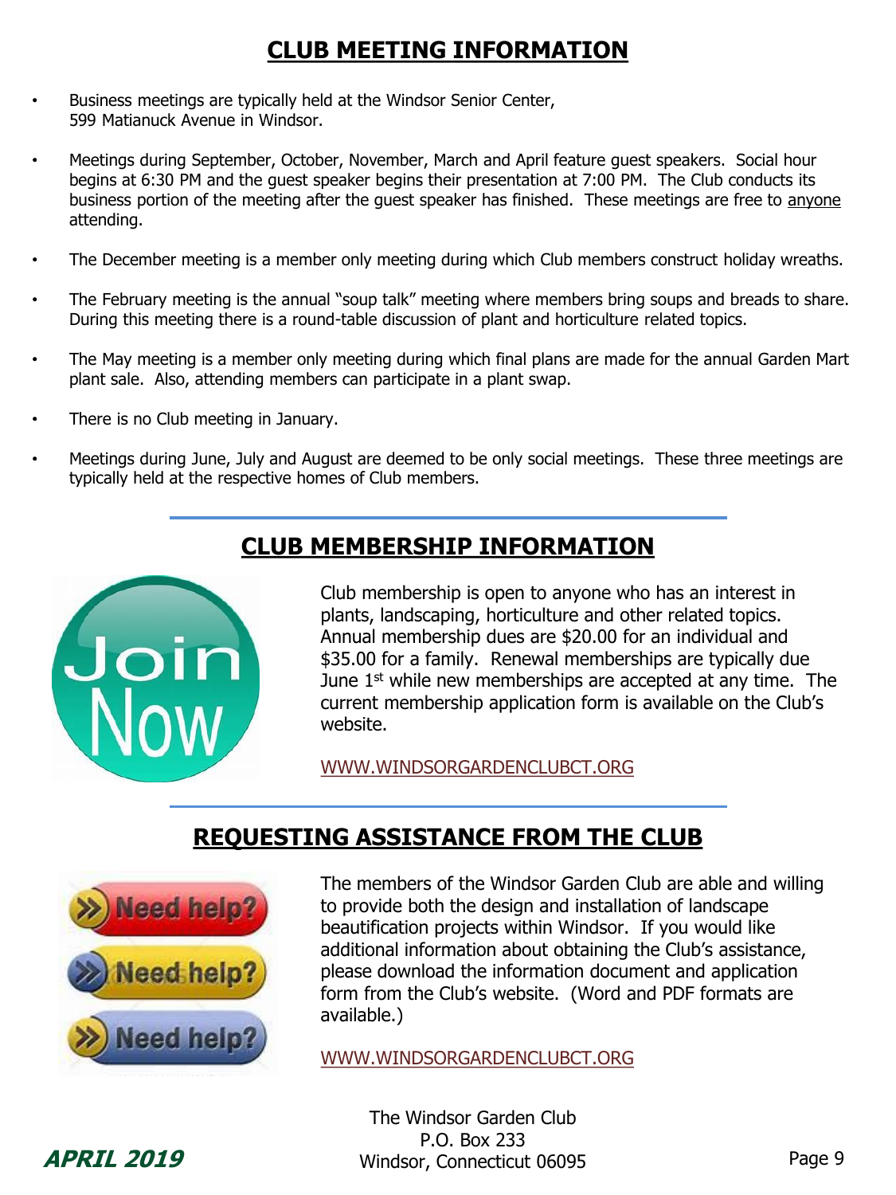## CLUB MEETING INFORMATION

- Business meetings are typically held at the Windsor Senior Center, 599 Matianuck Avenue in Windsor.
- Meetings during September, October, November, March and April feature guest speakers. Social hour begins at 6:30 PM and the guest speaker begins their presentation at 7:00 PM. The Club conducts its business portion of the meeting after the guest speaker has finished. These meetings are free to anyone attending.
- The December meeting is a member only meeting during which Club members construct holiday wreaths.
- The February meeting is the annual "soup talk" meeting where members bring soups and breads to share. During this meeting there is a round-table discussion of plant and horticulture related topics.
- The May meeting is a member only meeting during which final plans are made for the annual Garden Mart plant sale. Also, attending members can participate in a plant swap.
- There is no Club meeting in January.
- Meetings during June, July and August are deemed to be only social meetings. These three meetings are typically held at the respective homes of Club members.

## CLUB MEMBERSHIP INFORMATION

Join Now

Club membership is open to anyone who has an interest in plants, landscaping, horticulture and other related topics. Annual membership dues are $20.00 for an individual and $35.00 for a family. Renewal memberships are typically due June 1st while new memberships are accepted at any time. The current membership application form is available on the Club's website.

WWW.WINDSORGARDENCLUBCT.ORG

## REQUESTING ASSISTANCE FROM THE CLUB

Need help?

The members of the Windsor Garden Club are able and willing to provide both the design and installation of landscape beautification projects within Windsor. If you would like additional information about obtaining the Club's assistance, please download the information document and application form from the Club's website. (Word and PDF formats are available.)

WWW.WINDSORGARDENCLUBCT.ORG

The Windsor Garden Club
P.O. Box 233
Windsor, Connecticut 06095